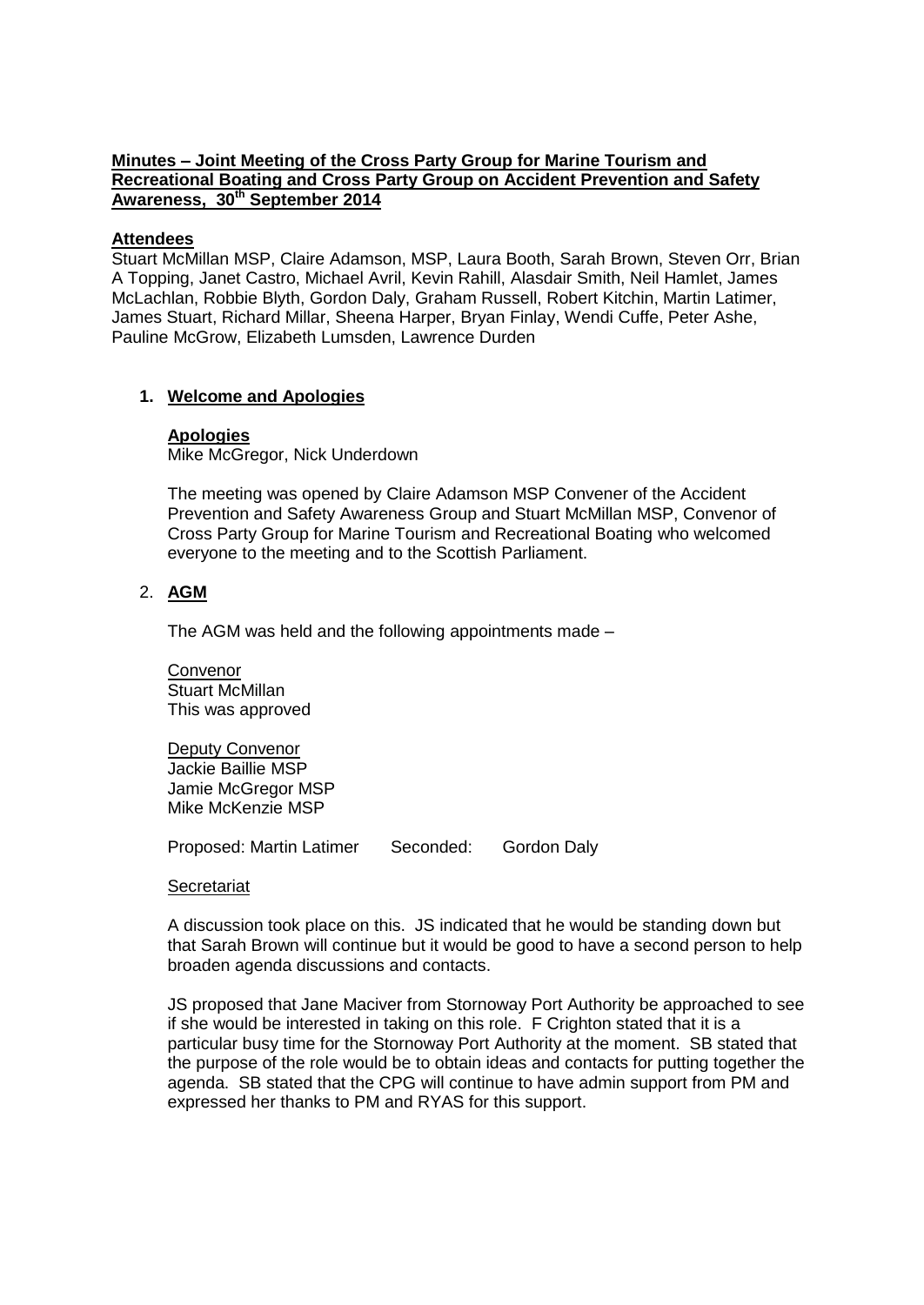**Minutes – Joint Meeting of the Cross Party Group for Marine Tourism and Recreational Boating and Cross Party Group on Accident Prevention and Safety Awareness, 30th September 2014**

**Attendees**

Stuart McMillan MSP, Claire Adamson, MSP, Laura Booth, Sarah Brown, Steven Orr, Brian A Topping, Janet Castro, Michael Avril, Kevin Rahill, Alasdair Smith, Neil Hamlet, James McLachlan, Robbie Blyth, Gordon Daly, Graham Russell, Robert Kitchin, Martin Latimer, James Stuart, Richard Millar, Sheena Harper, Bryan Finlay, Wendi Cuffe, Peter Ashe, Pauline McGrow, Elizabeth Lumsden, Lawrence Durden

1. **Welcome and Apologies**

   **Apologies**
   Mike McGregor, Nick Underdown

   The meeting was opened by Claire Adamson MSP Convener of the Accident Prevention and Safety Awareness Group and Stuart McMillan MSP, Convenor of Cross Party Group for Marine Tourism and Recreational Boating who welcomed everyone to the meeting and to the Scottish Parliament.

2. **AGM**

   The AGM was held and the following appointments made –

   Convenor
   Stuart McMillan
   This was approved

   Deputy Convenor
   Jackie Baillie MSP
   Jamie McGregor MSP
   Mike McKenzie MSP

   Proposed: Martin Latimer Seconded: Gordon Daly

   Secretariat

   A discussion took place on this. JS indicated that he would be standing down but that Sarah Brown will continue but it would be good to have a second person to help broaden agenda discussions and contacts.

   JS proposed that Jane Maciver from Stornoway Port Authority be approached to see if she would be interested in taking on this role. F Crighton stated that it is a particular busy time for the Stornoway Port Authority at the moment. SB stated that the purpose of the role would be to obtain ideas and contacts for putting together the agenda. SB stated that the CPG will continue to have admin support from PM and expressed her thanks to PM and RYAS for this support.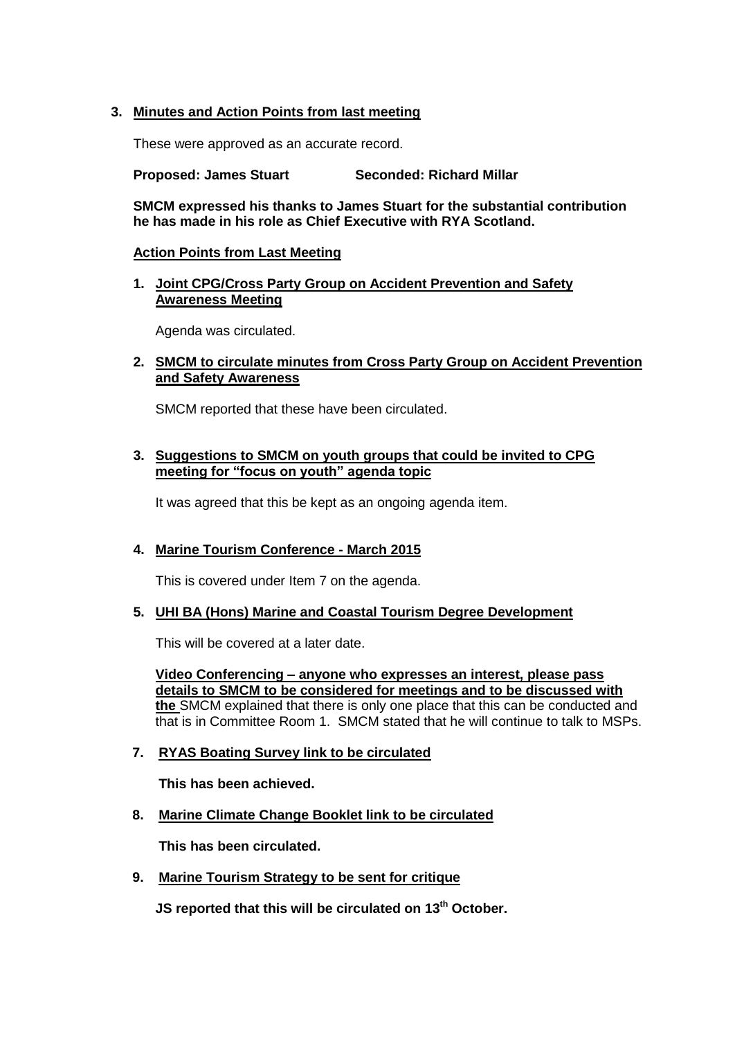## 3. Minutes and Action Points from last meeting

These were approved as an accurate record.

**Proposed: James Stuart** **Seconded: Richard Millar**

**SMCM expressed his thanks to James Stuart for the substantial contribution he has made in his role as Chief Executive with RYA Scotland.**

### Action Points from Last Meeting

1. **Joint CPG/Cross Party Group on Accident Prevention and Safety Awareness Meeting**

   Agenda was circulated.

2. **SMCM to circulate minutes from Cross Party Group on Accident Prevention and Safety Awareness**

   SMCM reported that these have been circulated.

3. **Suggestions to SMCM on youth groups that could be invited to CPG meeting for "focus on youth" agenda topic**

   It was agreed that this be kept as an ongoing agenda item.

4. **Marine Tourism Conference - March 2015**

   This is covered under Item 7 on the agenda.

5. **UHI BA (Hons) Marine and Coastal Tourism Degree Development**

   This will be covered at a later date.

   **Video Conferencing – anyone who expresses an interest, please pass details to SMCM to be considered for meetings and to be discussed with the** SMCM explained that there is only one place that this can be conducted and that is in Committee Room 1. SMCM stated that he will continue to talk to MSPs.

7. **RYAS Boating Survey link to be circulated**

   **This has been achieved.**

8. **Marine Climate Change Booklet link to be circulated**

   **This has been circulated.**

9. **Marine Tourism Strategy to be sent for critique**

   **JS reported that this will be circulated on 13th October.**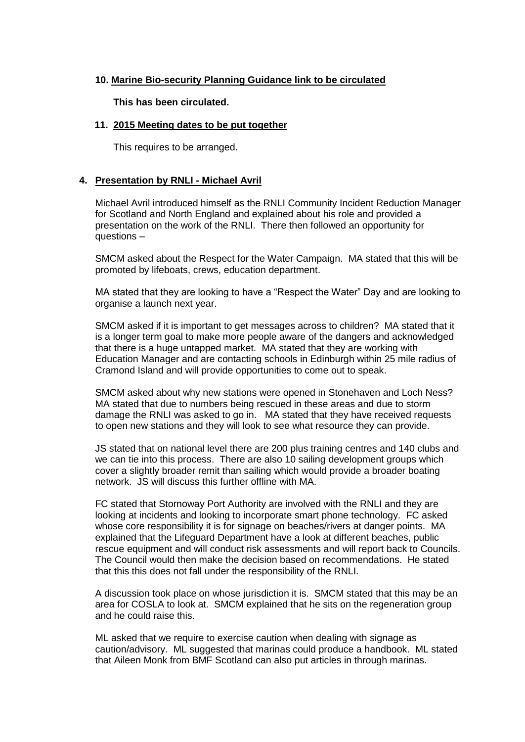**10. Marine Bio-security Planning Guidance link to be circulated**

**This has been circulated.**

**11. 2015 Meeting dates to be put together**

This requires to be arranged.

## 4. Presentation by RNLI - Michael Avril

Michael Avril introduced himself as the RNLI Community Incident Reduction Manager for Scotland and North England and explained about his role and provided a presentation on the work of the RNLI. There then followed an opportunity for questions –

SMCM asked about the Respect for the Water Campaign. MA stated that this will be promoted by lifeboats, crews, education department.

MA stated that they are looking to have a "Respect the Water" Day and are looking to organise a launch next year.

SMCM asked if it is important to get messages across to children? MA stated that it is a longer term goal to make more people aware of the dangers and acknowledged that there is a huge untapped market. MA stated that they are working with Education Manager and are contacting schools in Edinburgh within 25 mile radius of Cramond Island and will provide opportunities to come out to speak.

SMCM asked about why new stations were opened in Stonehaven and Loch Ness? MA stated that due to numbers being rescued in these areas and due to storm damage the RNLI was asked to go in. MA stated that they have received requests to open new stations and they will look to see what resource they can provide.

JS stated that on national level there are 200 plus training centres and 140 clubs and we can tie into this process. There are also 10 sailing development groups which cover a slightly broader remit than sailing which would provide a broader boating network. JS will discuss this further offline with MA.

FC stated that Stornoway Port Authority are involved with the RNLI and they are looking at incidents and looking to incorporate smart phone technology. FC asked whose core responsibility it is for signage on beaches/rivers at danger points. MA explained that the Lifeguard Department have a look at different beaches, public rescue equipment and will conduct risk assessments and will report back to Councils. The Council would then make the decision based on recommendations. He stated that this this does not fall under the responsibility of the RNLI.

A discussion took place on whose jurisdiction it is. SMCM stated that this may be an area for COSLA to look at. SMCM explained that he sits on the regeneration group and he could raise this.

ML asked that we require to exercise caution when dealing with signage as caution/advisory. ML suggested that marinas could produce a handbook. ML stated that Aileen Monk from BMF Scotland can also put articles in through marinas.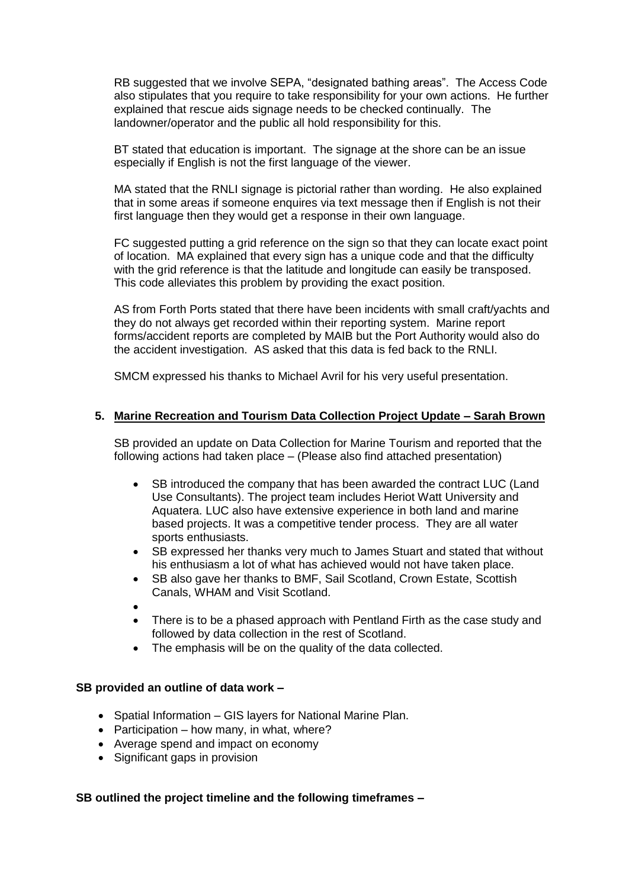RB suggested that we involve SEPA, "designated bathing areas". The Access Code also stipulates that you require to take responsibility for your own actions. He further explained that rescue aids signage needs to be checked continually. The landowner/operator and the public all hold responsibility for this.

BT stated that education is important. The signage at the shore can be an issue especially if English is not the first language of the viewer.

MA stated that the RNLI signage is pictorial rather than wording. He also explained that in some areas if someone enquires via text message then if English is not their first language then they would get a response in their own language.

FC suggested putting a grid reference on the sign so that they can locate exact point of location. MA explained that every sign has a unique code and that the difficulty with the grid reference is that the latitude and longitude can easily be transposed. This code alleviates this problem by providing the exact position.

AS from Forth Ports stated that there have been incidents with small craft/yachts and they do not always get recorded within their reporting system. Marine report forms/accident reports are completed by MAIB but the Port Authority would also do the accident investigation. AS asked that this data is fed back to the RNLI.

SMCM expressed his thanks to Michael Avril for his very useful presentation.

5. **Marine Recreation and Tourism Data Collection Project Update – Sarah Brown**

SB provided an update on Data Collection for Marine Tourism and reported that the following actions had taken place – (Please also find attached presentation)

- SB introduced the company that has been awarded the contract LUC (Land Use Consultants). The project team includes Heriot Watt University and Aquatera. LUC also have extensive experience in both land and marine based projects. It was a competitive tender process. They are all water sports enthusiasts.
- SB expressed her thanks very much to James Stuart and stated that without his enthusiasm a lot of what has achieved would not have taken place.
- SB also gave her thanks to BMF, Sail Scotland, Crown Estate, Scottish Canals, WHAM and Visit Scotland.
- 
- There is to be a phased approach with Pentland Firth as the case study and followed by data collection in the rest of Scotland.
- The emphasis will be on the quality of the data collected.

**SB provided an outline of data work –**

- Spatial Information – GIS layers for National Marine Plan.
- Participation – how many, in what, where?
- Average spend and impact on economy
- Significant gaps in provision

**SB outlined the project timeline and the following timeframes –**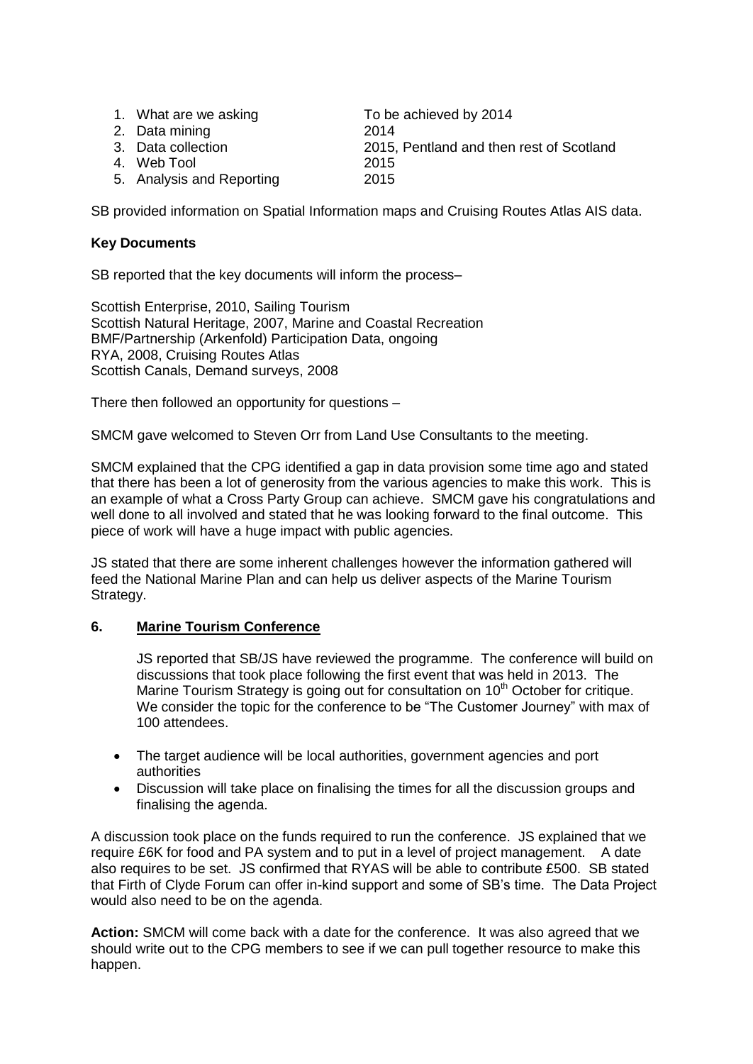1. What are we asking — To be achieved by 2014
2. Data mining — 2014
3. Data collection — 2015, Pentland and then rest of Scotland
4. Web Tool — 2015
5. Analysis and Reporting — 2015

SB provided information on Spatial Information maps and Cruising Routes Atlas AIS data.

**Key Documents**

SB reported that the key documents will inform the process–

Scottish Enterprise, 2010, Sailing Tourism
Scottish Natural Heritage, 2007, Marine and Coastal Recreation
BMF/Partnership (Arkenfold) Participation Data, ongoing
RYA, 2008, Cruising Routes Atlas
Scottish Canals, Demand surveys, 2008

There then followed an opportunity for questions –

SMCM gave welcomed to Steven Orr from Land Use Consultants to the meeting.

SMCM explained that the CPG identified a gap in data provision some time ago and stated that there has been a lot of generosity from the various agencies to make this work. This is an example of what a Cross Party Group can achieve. SMCM gave his congratulations and well done to all involved and stated that he was looking forward to the final outcome. This piece of work will have a huge impact with public agencies.

JS stated that there are some inherent challenges however the information gathered will feed the National Marine Plan and can help us deliver aspects of the Marine Tourism Strategy.

## 6. Marine Tourism Conference

JS reported that SB/JS have reviewed the programme. The conference will build on discussions that took place following the first event that was held in 2013. The Marine Tourism Strategy is going out for consultation on 10th October for critique. We consider the topic for the conference to be "The Customer Journey" with max of 100 attendees.

- The target audience will be local authorities, government agencies and port authorities
- Discussion will take place on finalising the times for all the discussion groups and finalising the agenda.

A discussion took place on the funds required to run the conference. JS explained that we require £6K for food and PA system and to put in a level of project management. A date also requires to be set. JS confirmed that RYAS will be able to contribute £500. SB stated that Firth of Clyde Forum can offer in-kind support and some of SB's time. The Data Project would also need to be on the agenda.

**Action:** SMCM will come back with a date for the conference. It was also agreed that we should write out to the CPG members to see if we can pull together resource to make this happen.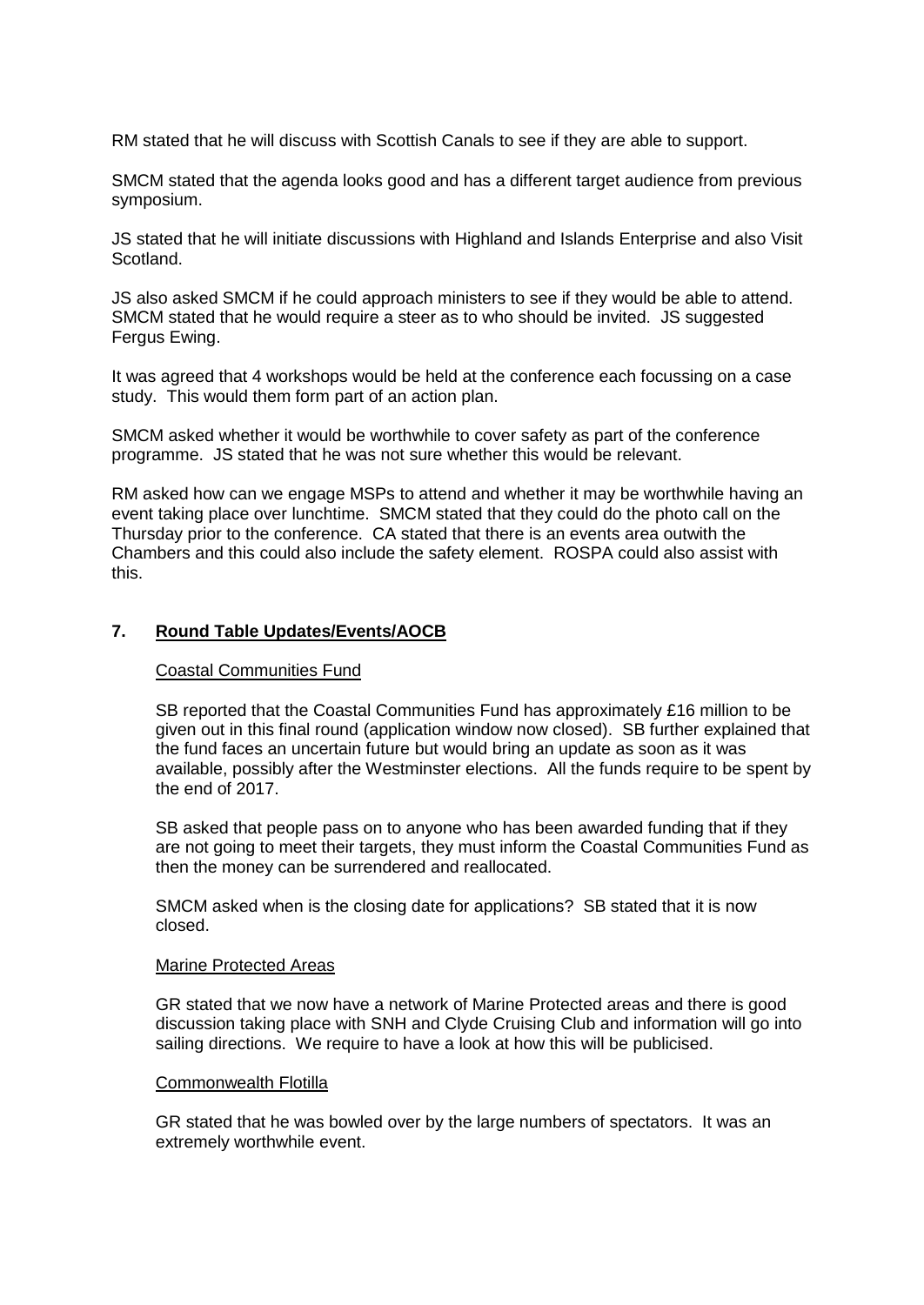RM stated that he will discuss with Scottish Canals to see if they are able to support.

SMCM stated that the agenda looks good and has a different target audience from previous symposium.

JS stated that he will initiate discussions with Highland and Islands Enterprise and also Visit Scotland.

JS also asked SMCM if he could approach ministers to see if they would be able to attend. SMCM stated that he would require a steer as to who should be invited. JS suggested Fergus Ewing.

It was agreed that 4 workshops would be held at the conference each focussing on a case study. This would them form part of an action plan.

SMCM asked whether it would be worthwhile to cover safety as part of the conference programme. JS stated that he was not sure whether this would be relevant.

RM asked how can we engage MSPs to attend and whether it may be worthwhile having an event taking place over lunchtime. SMCM stated that they could do the photo call on the Thursday prior to the conference. CA stated that there is an events area outwith the Chambers and this could also include the safety element. ROSPA could also assist with this.

## 7. Round Table Updates/Events/AOCB

### Coastal Communities Fund

SB reported that the Coastal Communities Fund has approximately £16 million to be given out in this final round (application window now closed). SB further explained that the fund faces an uncertain future but would bring an update as soon as it was available, possibly after the Westminster elections. All the funds require to be spent by the end of 2017.

SB asked that people pass on to anyone who has been awarded funding that if they are not going to meet their targets, they must inform the Coastal Communities Fund as then the money can be surrendered and reallocated.

SMCM asked when is the closing date for applications? SB stated that it is now closed.

### Marine Protected Areas

GR stated that we now have a network of Marine Protected areas and there is good discussion taking place with SNH and Clyde Cruising Club and information will go into sailing directions. We require to have a look at how this will be publicised.

### Commonwealth Flotilla

GR stated that he was bowled over by the large numbers of spectators. It was an extremely worthwhile event.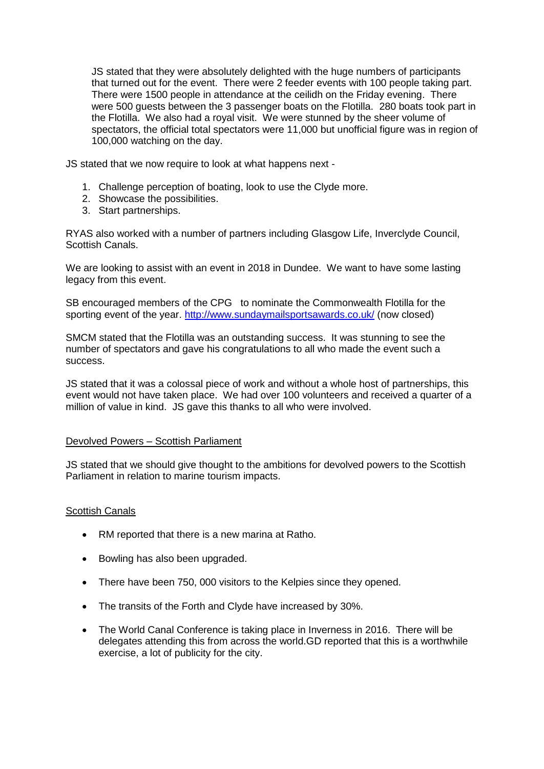JS stated that they were absolutely delighted with the huge numbers of participants that turned out for the event. There were 2 feeder events with 100 people taking part. There were 1500 people in attendance at the ceilidh on the Friday evening. There were 500 guests between the 3 passenger boats on the Flotilla. 280 boats took part in the Flotilla. We also had a royal visit. We were stunned by the sheer volume of spectators, the official total spectators were 11,000 but unofficial figure was in region of 100,000 watching on the day.

JS stated that we now require to look at what happens next -

1. Challenge perception of boating, look to use the Clyde more.
2. Showcase the possibilities.
3. Start partnerships.

RYAS also worked with a number of partners including Glasgow Life, Inverclyde Council, Scottish Canals.

We are looking to assist with an event in 2018 in Dundee. We want to have some lasting legacy from this event.

SB encouraged members of the CPG to nominate the Commonwealth Flotilla for the sporting event of the year. [http://www.sundaymailsportsawards.co.uk/](http://www.sundaymailsportsawards.co.uk/) (now closed)

SMCM stated that the Flotilla was an outstanding success. It was stunning to see the number of spectators and gave his congratulations to all who made the event such a success.

JS stated that it was a colossal piece of work and without a whole host of partnerships, this event would not have taken place. We had over 100 volunteers and received a quarter of a million of value in kind. JS gave this thanks to all who were involved.

<u>Devolved Powers – Scottish Parliament</u>

JS stated that we should give thought to the ambitions for devolved powers to the Scottish Parliament in relation to marine tourism impacts.

<u>Scottish Canals</u>

- RM reported that there is a new marina at Ratho.
- Bowling has also been upgraded.
- There have been 750, 000 visitors to the Kelpies since they opened.
- The transits of the Forth and Clyde have increased by 30%.
- The World Canal Conference is taking place in Inverness in 2016. There will be delegates attending this from across the world.GD reported that this is a worthwhile exercise, a lot of publicity for the city.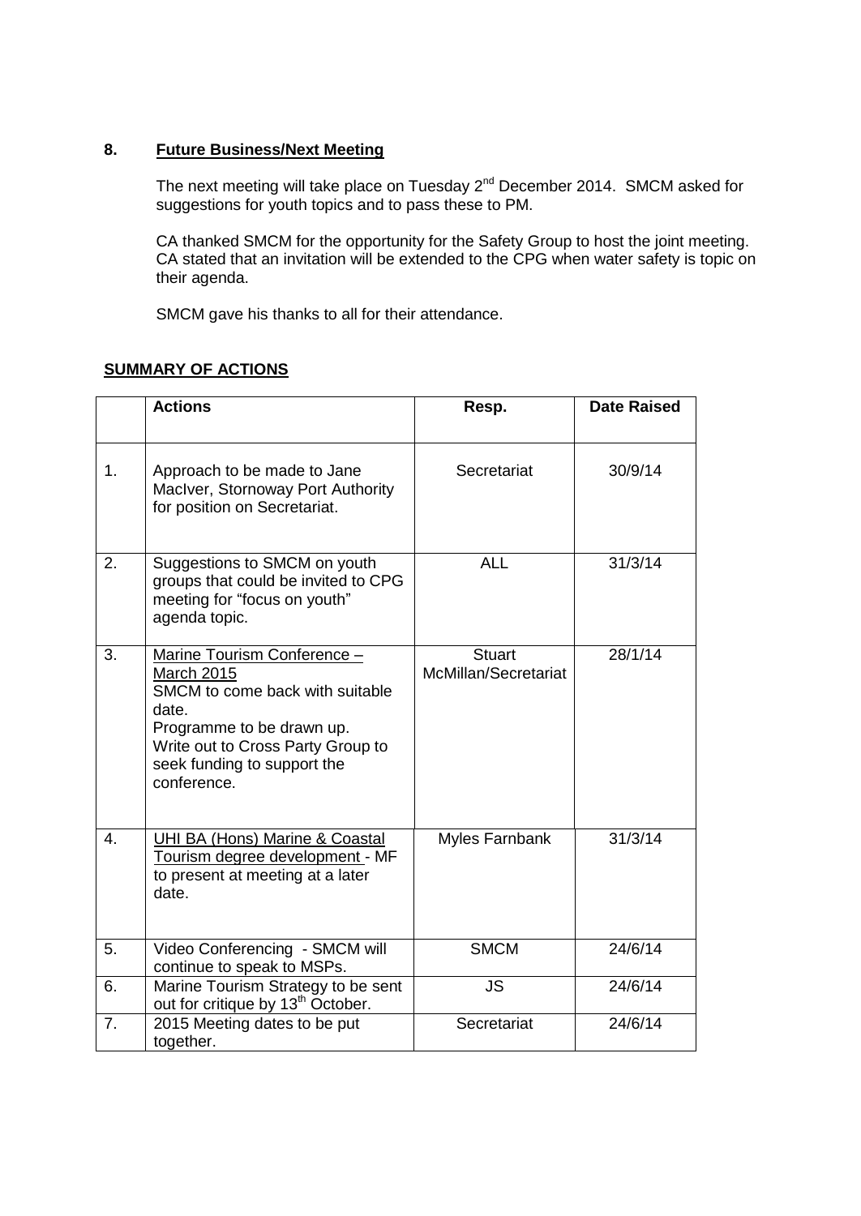## 8. **Future Business/Next Meeting**

The next meeting will take place on Tuesday 2nd December 2014. SMCM asked for suggestions for youth topics and to pass these to PM.

CA thanked SMCM for the opportunity for the Safety Group to host the joint meeting. CA stated that an invitation will be extended to the CPG when water safety is topic on their agenda.

SMCM gave his thanks to all for their attendance.

**SUMMARY OF ACTIONS**

| | Actions | Resp. | Date Raised |
|---|---|---|---|
| 1. | Approach to be made to Jane MacIver, Stornoway Port Authority for position on Secretariat. | Secretariat | 30/9/14 |
| 2. | Suggestions to SMCM on youth groups that could be invited to CPG meeting for "focus on youth" agenda topic. | ALL | 31/3/14 |
| 3. | Marine Tourism Conference – March 2015<br>SMCM to come back with suitable date.<br>Programme to be drawn up.<br>Write out to Cross Party Group to seek funding to support the conference. | Stuart McMillan/Secretariat | 28/1/14 |
| 4. | UHI BA (Hons) Marine & Coastal Tourism degree development - MF to present at meeting at a later date. | Myles Farnbank | 31/3/14 |
| 5. | Video Conferencing - SMCM will continue to speak to MSPs. | SMCM | 24/6/14 |
| 6. | Marine Tourism Strategy to be sent out for critique by 13th October. | JS | 24/6/14 |
| 7. | 2015 Meeting dates to be put together. | Secretariat | 24/6/14 |